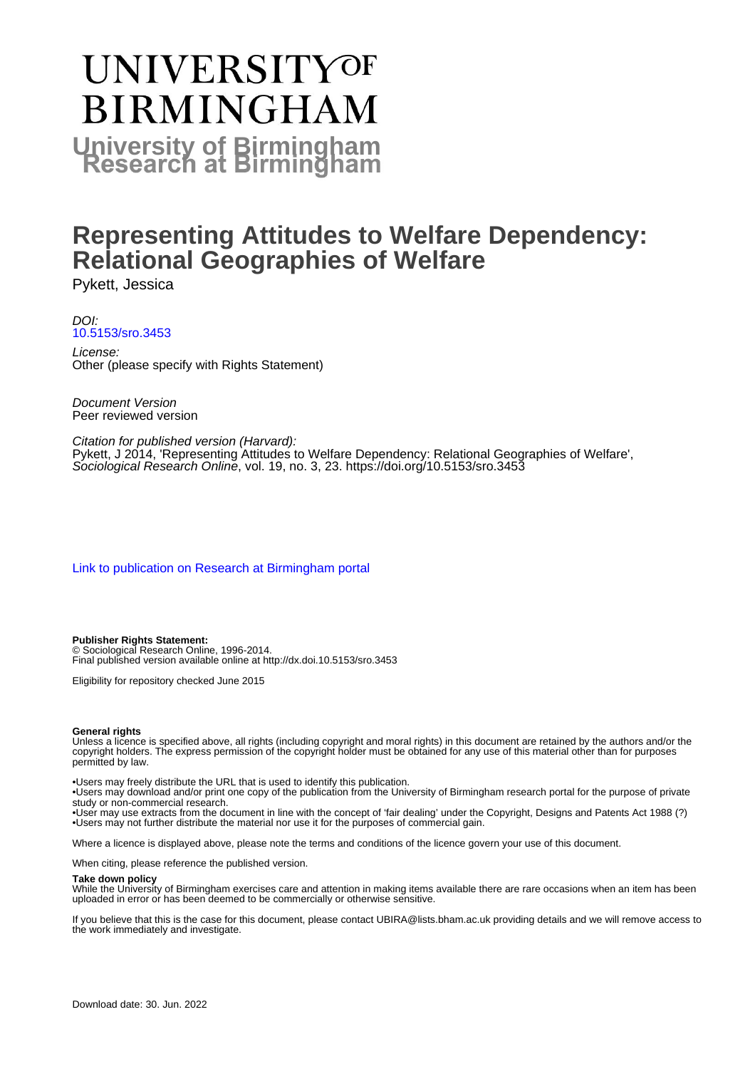# UNIVERSITY OF BIRMINGHAM

**University of Birmingham Research at Birmingham**

# Representing Attitudes to Welfare Dependency: Relational Geographies of Welfare

Pykett, Jessica

*DOI:*
10.5153/sro.3453

*License:*
Other (please specify with Rights Statement)

*Document Version*
Peer reviewed version

*Citation for published version (Harvard):*
Pykett, J 2014, 'Representing Attitudes to Welfare Dependency: Relational Geographies of Welfare', *Sociological Research Online*, vol. 19, no. 3, 23. https://doi.org/10.5153/sro.3453

Link to publication on Research at Birmingham portal

**Publisher Rights Statement:**
© Sociological Research Online, 1996-2014.
Final published version available online at http://dx.doi.10.5153/sro.3453

Eligibility for repository checked June 2015

**General rights**
Unless a licence is specified above, all rights (including copyright and moral rights) in this document are retained by the authors and/or the copyright holders. The express permission of the copyright holder must be obtained for any use of this material other than for purposes permitted by law.

•Users may freely distribute the URL that is used to identify this publication.
•Users may download and/or print one copy of the publication from the University of Birmingham research portal for the purpose of private study or non-commercial research.
•User may use extracts from the document in line with the concept of 'fair dealing' under the Copyright, Designs and Patents Act 1988 (?)
•Users may not further distribute the material nor use it for the purposes of commercial gain.

Where a licence is displayed above, please note the terms and conditions of the licence govern your use of this document.

When citing, please reference the published version.

**Take down policy**
While the University of Birmingham exercises care and attention in making items available there are rare occasions when an item has been uploaded in error or has been deemed to be commercially or otherwise sensitive.

If you believe that this is the case for this document, please contact UBIRA@lists.bham.ac.uk providing details and we will remove access to the work immediately and investigate.

Download date: 30. Jun. 2022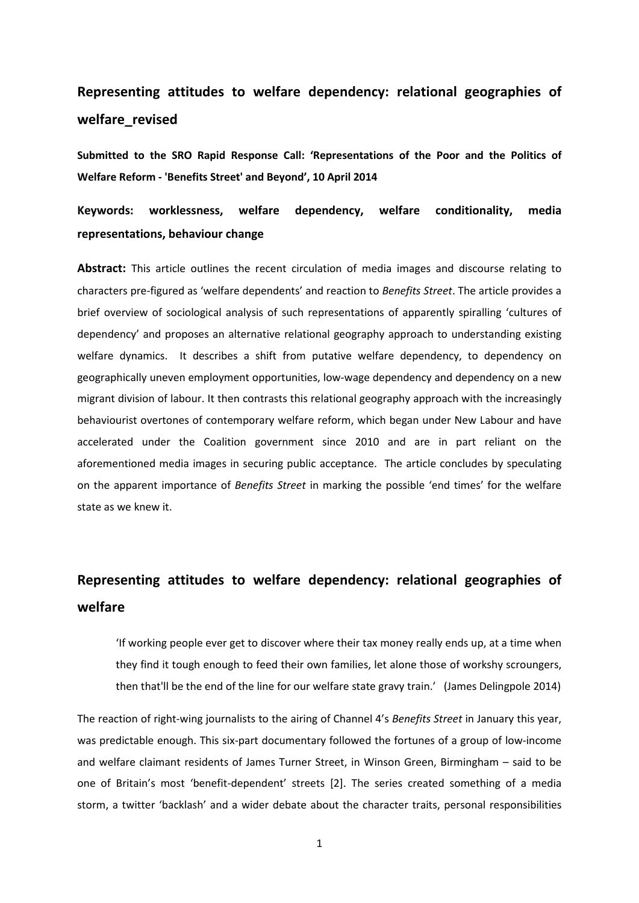## Representing attitudes to welfare dependency: relational geographies of welfare_revised

**Submitted to the SRO Rapid Response Call: 'Representations of the Poor and the Politics of Welfare Reform - 'Benefits Street' and Beyond', 10 April 2014**

### Keywords: worklessness, welfare dependency, welfare conditionality, media representations, behaviour change

**Abstract:** This article outlines the recent circulation of media images and discourse relating to characters pre-figured as 'welfare dependents' and reaction to *Benefits Street*. The article provides a brief overview of sociological analysis of such representations of apparently spiralling 'cultures of dependency' and proposes an alternative relational geography approach to understanding existing welfare dynamics. It describes a shift from putative welfare dependency, to dependency on geographically uneven employment opportunities, low-wage dependency and dependency on a new migrant division of labour. It then contrasts this relational geography approach with the increasingly behaviourist overtones of contemporary welfare reform, which began under New Labour and have accelerated under the Coalition government since 2010 and are in part reliant on the aforementioned media images in securing public acceptance. The article concludes by speculating on the apparent importance of *Benefits Street* in marking the possible 'end times' for the welfare state as we knew it.

## Representing attitudes to welfare dependency: relational geographies of welfare

> 'If working people ever get to discover where their tax money really ends up, at a time when they find it tough enough to feed their own families, let alone those of workshy scroungers, then that'll be the end of the line for our welfare state gravy train.' (James Delingpole 2014)

The reaction of right-wing journalists to the airing of Channel 4's *Benefits Street* in January this year, was predictable enough. This six-part documentary followed the fortunes of a group of low-income and welfare claimant residents of James Turner Street, in Winson Green, Birmingham – said to be one of Britain's most 'benefit-dependent' streets [2]. The series created something of a media storm, a twitter 'backlash' and a wider debate about the character traits, personal responsibilities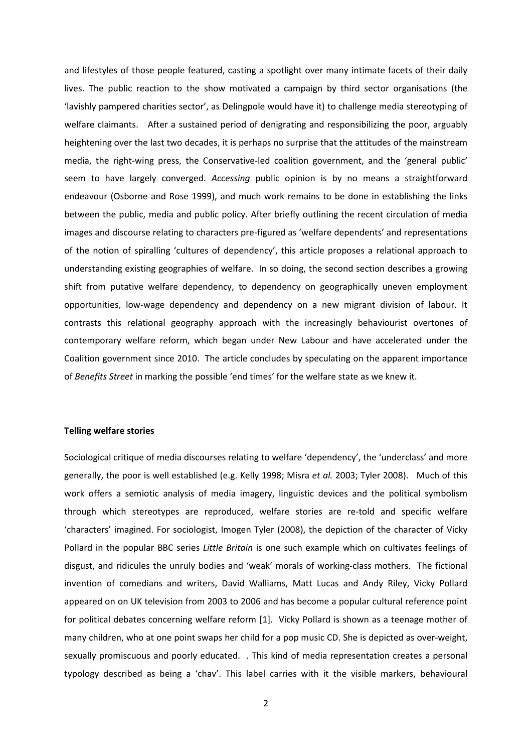and lifestyles of those people featured, casting a spotlight over many intimate facets of their daily lives. The public reaction to the show motivated a campaign by third sector organisations (the 'lavishly pampered charities sector', as Delingpole would have it) to challenge media stereotyping of welfare claimants. After a sustained period of denigrating and responsibilizing the poor, arguably heightening over the last two decades, it is perhaps no surprise that the attitudes of the mainstream media, the right-wing press, the Conservative-led coalition government, and the 'general public' seem to have largely converged. *Accessing* public opinion is by no means a straightforward endeavour (Osborne and Rose 1999), and much work remains to be done in establishing the links between the public, media and public policy. After briefly outlining the recent circulation of media images and discourse relating to characters pre-figured as 'welfare dependents' and representations of the notion of spiralling 'cultures of dependency', this article proposes a relational approach to understanding existing geographies of welfare. In so doing, the second section describes a growing shift from putative welfare dependency, to dependency on geographically uneven employment opportunities, low-wage dependency and dependency on a new migrant division of labour. It contrasts this relational geography approach with the increasingly behaviourist overtones of contemporary welfare reform, which began under New Labour and have accelerated under the Coalition government since 2010. The article concludes by speculating on the apparent importance of *Benefits Street* in marking the possible 'end times' for the welfare state as we knew it.

**Telling welfare stories**

Sociological critique of media discourses relating to welfare 'dependency', the 'underclass' and more generally, the poor is well established (e.g. Kelly 1998; Misra *et al.* 2003; Tyler 2008). Much of this work offers a semiotic analysis of media imagery, linguistic devices and the political symbolism through which stereotypes are reproduced, welfare stories are re-told and specific welfare 'characters' imagined. For sociologist, Imogen Tyler (2008), the depiction of the character of Vicky Pollard in the popular BBC series *Little Britain* is one such example which on cultivates feelings of disgust, and ridicules the unruly bodies and 'weak' morals of working-class mothers. The fictional invention of comedians and writers, David Walliams, Matt Lucas and Andy Riley, Vicky Pollard appeared on on UK television from 2003 to 2006 and has become a popular cultural reference point for political debates concerning welfare reform [1]. Vicky Pollard is shown as a teenage mother of many children, who at one point swaps her child for a pop music CD. She is depicted as over-weight, sexually promiscuous and poorly educated. . This kind of media representation creates a personal typology described as being a 'chav'. This label carries with it the visible markers, behavioural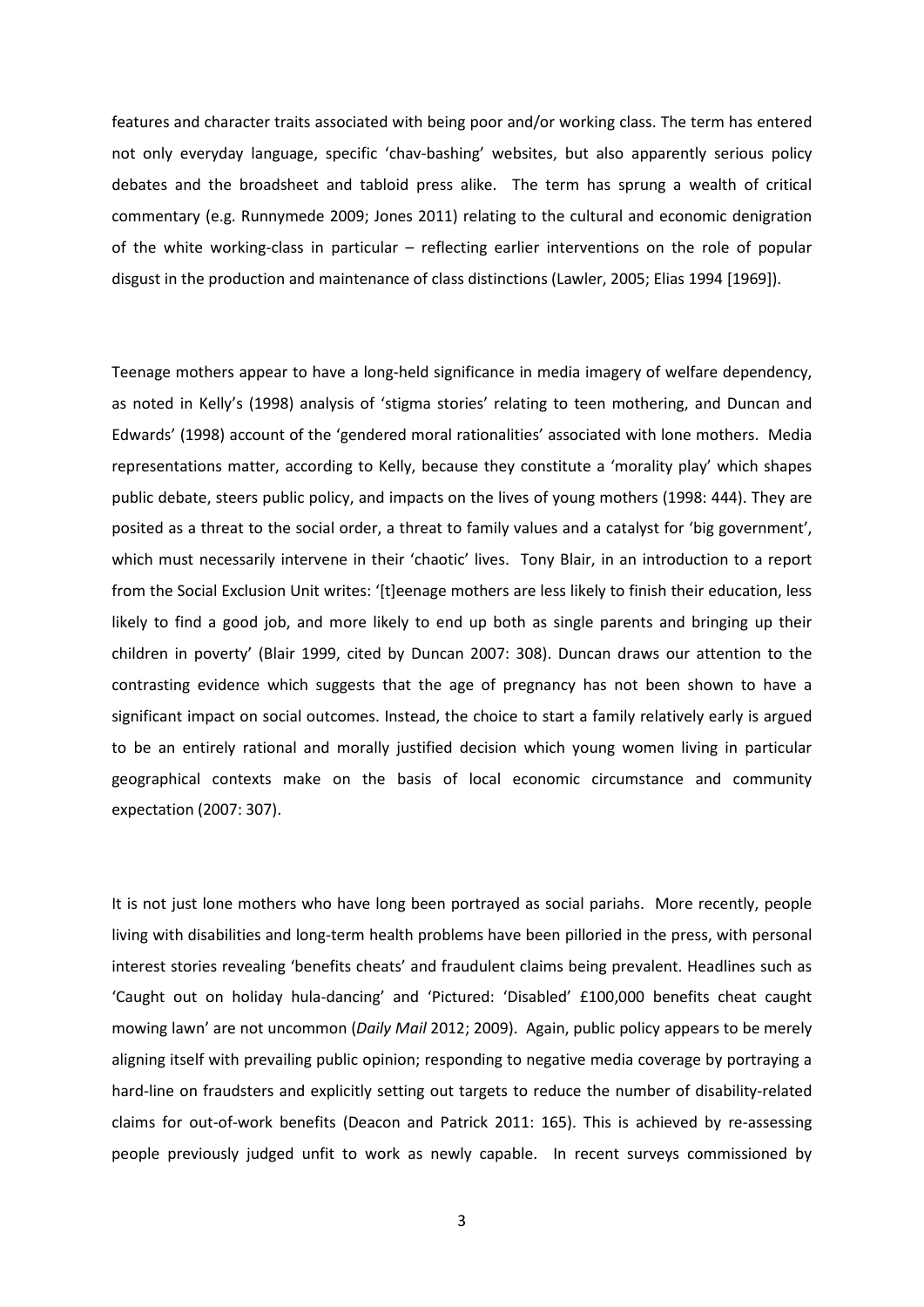features and character traits associated with being poor and/or working class. The term has entered not only everyday language, specific 'chav-bashing' websites, but also apparently serious policy debates and the broadsheet and tabloid press alike. The term has sprung a wealth of critical commentary (e.g. Runnymede 2009; Jones 2011) relating to the cultural and economic denigration of the white working-class in particular – reflecting earlier interventions on the role of popular disgust in the production and maintenance of class distinctions (Lawler, 2005; Elias 1994 [1969]).

Teenage mothers appear to have a long-held significance in media imagery of welfare dependency, as noted in Kelly's (1998) analysis of 'stigma stories' relating to teen mothering, and Duncan and Edwards' (1998) account of the 'gendered moral rationalities' associated with lone mothers. Media representations matter, according to Kelly, because they constitute a 'morality play' which shapes public debate, steers public policy, and impacts on the lives of young mothers (1998: 444). They are posited as a threat to the social order, a threat to family values and a catalyst for 'big government', which must necessarily intervene in their 'chaotic' lives. Tony Blair, in an introduction to a report from the Social Exclusion Unit writes: '[t]eenage mothers are less likely to finish their education, less likely to find a good job, and more likely to end up both as single parents and bringing up their children in poverty' (Blair 1999, cited by Duncan 2007: 308). Duncan draws our attention to the contrasting evidence which suggests that the age of pregnancy has not been shown to have a significant impact on social outcomes. Instead, the choice to start a family relatively early is argued to be an entirely rational and morally justified decision which young women living in particular geographical contexts make on the basis of local economic circumstance and community expectation (2007: 307).

It is not just lone mothers who have long been portrayed as social pariahs. More recently, people living with disabilities and long-term health problems have been pilloried in the press, with personal interest stories revealing 'benefits cheats' and fraudulent claims being prevalent. Headlines such as 'Caught out on holiday hula-dancing' and 'Pictured: 'Disabled' £100,000 benefits cheat caught mowing lawn' are not uncommon (*Daily Mail* 2012; 2009). Again, public policy appears to be merely aligning itself with prevailing public opinion; responding to negative media coverage by portraying a hard-line on fraudsters and explicitly setting out targets to reduce the number of disability-related claims for out-of-work benefits (Deacon and Patrick 2011: 165). This is achieved by re-assessing people previously judged unfit to work as newly capable. In recent surveys commissioned by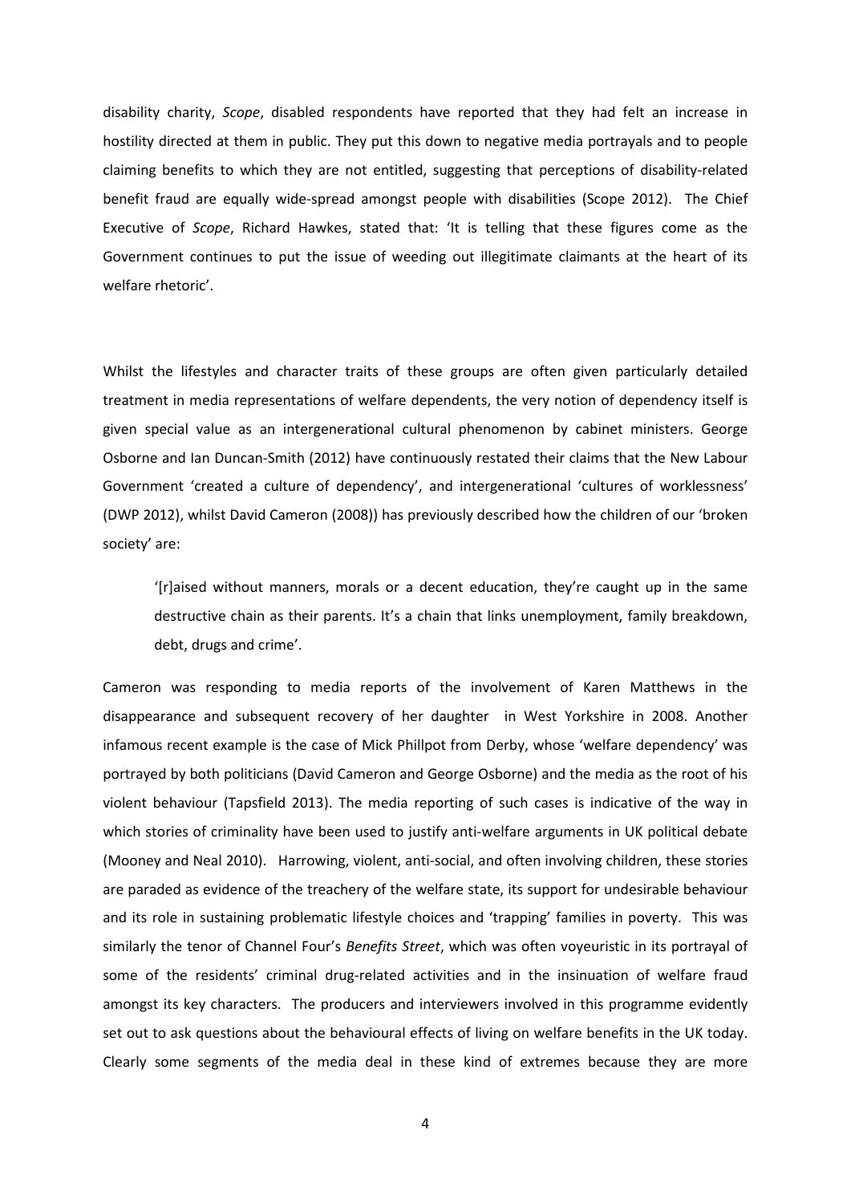disability charity, *Scope*, disabled respondents have reported that they had felt an increase in hostility directed at them in public. They put this down to negative media portrayals and to people claiming benefits to which they are not entitled, suggesting that perceptions of disability-related benefit fraud are equally wide-spread amongst people with disabilities (Scope 2012). The Chief Executive of *Scope*, Richard Hawkes, stated that: 'It is telling that these figures come as the Government continues to put the issue of weeding out illegitimate claimants at the heart of its welfare rhetoric'.

Whilst the lifestyles and character traits of these groups are often given particularly detailed treatment in media representations of welfare dependents, the very notion of dependency itself is given special value as an intergenerational cultural phenomenon by cabinet ministers. George Osborne and Ian Duncan-Smith (2012) have continuously restated their claims that the New Labour Government 'created a culture of dependency', and intergenerational 'cultures of worklessness' (DWP 2012), whilst David Cameron (2008)) has previously described how the children of our 'broken society' are:

> '[r]aised without manners, morals or a decent education, they're caught up in the same destructive chain as their parents. It's a chain that links unemployment, family breakdown, debt, drugs and crime'.

Cameron was responding to media reports of the involvement of Karen Matthews in the disappearance and subsequent recovery of her daughter in West Yorkshire in 2008. Another infamous recent example is the case of Mick Phillpot from Derby, whose 'welfare dependency' was portrayed by both politicians (David Cameron and George Osborne) and the media as the root of his violent behaviour (Tapsfield 2013). The media reporting of such cases is indicative of the way in which stories of criminality have been used to justify anti-welfare arguments in UK political debate (Mooney and Neal 2010). Harrowing, violent, anti-social, and often involving children, these stories are paraded as evidence of the treachery of the welfare state, its support for undesirable behaviour and its role in sustaining problematic lifestyle choices and 'trapping' families in poverty. This was similarly the tenor of Channel Four's *Benefits Street*, which was often voyeuristic in its portrayal of some of the residents' criminal drug-related activities and in the insinuation of welfare fraud amongst its key characters. The producers and interviewers involved in this programme evidently set out to ask questions about the behavioural effects of living on welfare benefits in the UK today. Clearly some segments of the media deal in these kind of extremes because they are more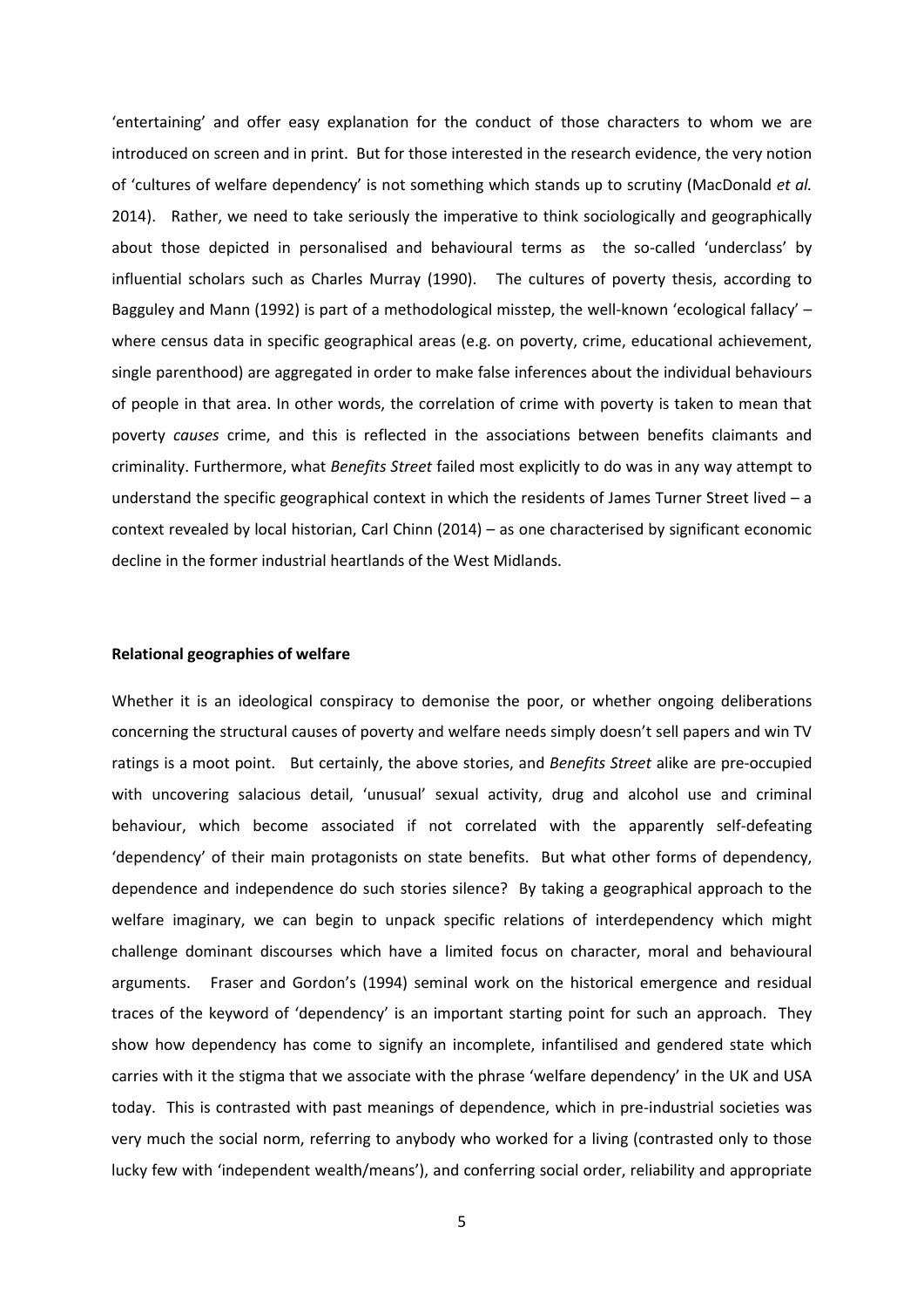'entertaining' and offer easy explanation for the conduct of those characters to whom we are introduced on screen and in print. But for those interested in the research evidence, the very notion of 'cultures of welfare dependency' is not something which stands up to scrutiny (MacDonald *et al.* 2014). Rather, we need to take seriously the imperative to think sociologically and geographically about those depicted in personalised and behavioural terms as the so-called 'underclass' by influential scholars such as Charles Murray (1990). The cultures of poverty thesis, according to Bagguley and Mann (1992) is part of a methodological misstep, the well-known 'ecological fallacy' – where census data in specific geographical areas (e.g. on poverty, crime, educational achievement, single parenthood) are aggregated in order to make false inferences about the individual behaviours of people in that area. In other words, the correlation of crime with poverty is taken to mean that poverty *causes* crime, and this is reflected in the associations between benefits claimants and criminality. Furthermore, what *Benefits Street* failed most explicitly to do was in any way attempt to understand the specific geographical context in which the residents of James Turner Street lived – a context revealed by local historian, Carl Chinn (2014) – as one characterised by significant economic decline in the former industrial heartlands of the West Midlands.

**Relational geographies of welfare**

Whether it is an ideological conspiracy to demonise the poor, or whether ongoing deliberations concerning the structural causes of poverty and welfare needs simply doesn't sell papers and win TV ratings is a moot point. But certainly, the above stories, and *Benefits Street* alike are pre-occupied with uncovering salacious detail, 'unusual' sexual activity, drug and alcohol use and criminal behaviour, which become associated if not correlated with the apparently self-defeating 'dependency' of their main protagonists on state benefits. But what other forms of dependency, dependence and independence do such stories silence? By taking a geographical approach to the welfare imaginary, we can begin to unpack specific relations of interdependency which might challenge dominant discourses which have a limited focus on character, moral and behavioural arguments. Fraser and Gordon's (1994) seminal work on the historical emergence and residual traces of the keyword of 'dependency' is an important starting point for such an approach. They show how dependency has come to signify an incomplete, infantilised and gendered state which carries with it the stigma that we associate with the phrase 'welfare dependency' in the UK and USA today. This is contrasted with past meanings of dependence, which in pre-industrial societies was very much the social norm, referring to anybody who worked for a living (contrasted only to those lucky few with 'independent wealth/means'), and conferring social order, reliability and appropriate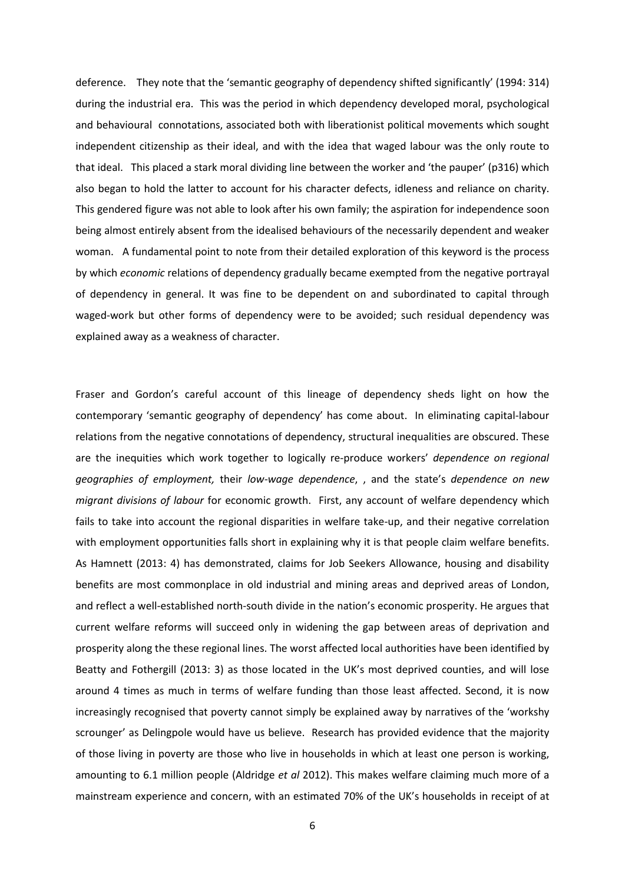deference. They note that the 'semantic geography of dependency shifted significantly' (1994: 314) during the industrial era. This was the period in which dependency developed moral, psychological and behavioural connotations, associated both with liberationist political movements which sought independent citizenship as their ideal, and with the idea that waged labour was the only route to that ideal. This placed a stark moral dividing line between the worker and 'the pauper' (p316) which also began to hold the latter to account for his character defects, idleness and reliance on charity. This gendered figure was not able to look after his own family; the aspiration for independence soon being almost entirely absent from the idealised behaviours of the necessarily dependent and weaker woman. A fundamental point to note from their detailed exploration of this keyword is the process by which *economic* relations of dependency gradually became exempted from the negative portrayal of dependency in general. It was fine to be dependent on and subordinated to capital through waged-work but other forms of dependency were to be avoided; such residual dependency was explained away as a weakness of character.

Fraser and Gordon's careful account of this lineage of dependency sheds light on how the contemporary 'semantic geography of dependency' has come about. In eliminating capital-labour relations from the negative connotations of dependency, structural inequalities are obscured. These are the inequities which work together to logically re-produce workers' *dependence on regional geographies of employment,* their *low-wage dependence*, , and the state's *dependence on new migrant divisions of labour* for economic growth. First, any account of welfare dependency which fails to take into account the regional disparities in welfare take-up, and their negative correlation with employment opportunities falls short in explaining why it is that people claim welfare benefits. As Hamnett (2013: 4) has demonstrated, claims for Job Seekers Allowance, housing and disability benefits are most commonplace in old industrial and mining areas and deprived areas of London, and reflect a well-established north-south divide in the nation's economic prosperity. He argues that current welfare reforms will succeed only in widening the gap between areas of deprivation and prosperity along the these regional lines. The worst affected local authorities have been identified by Beatty and Fothergill (2013: 3) as those located in the UK's most deprived counties, and will lose around 4 times as much in terms of welfare funding than those least affected. Second, it is now increasingly recognised that poverty cannot simply be explained away by narratives of the 'workshy scrounger' as Delingpole would have us believe. Research has provided evidence that the majority of those living in poverty are those who live in households in which at least one person is working, amounting to 6.1 million people (Aldridge *et al* 2012). This makes welfare claiming much more of a mainstream experience and concern, with an estimated 70% of the UK's households in receipt of at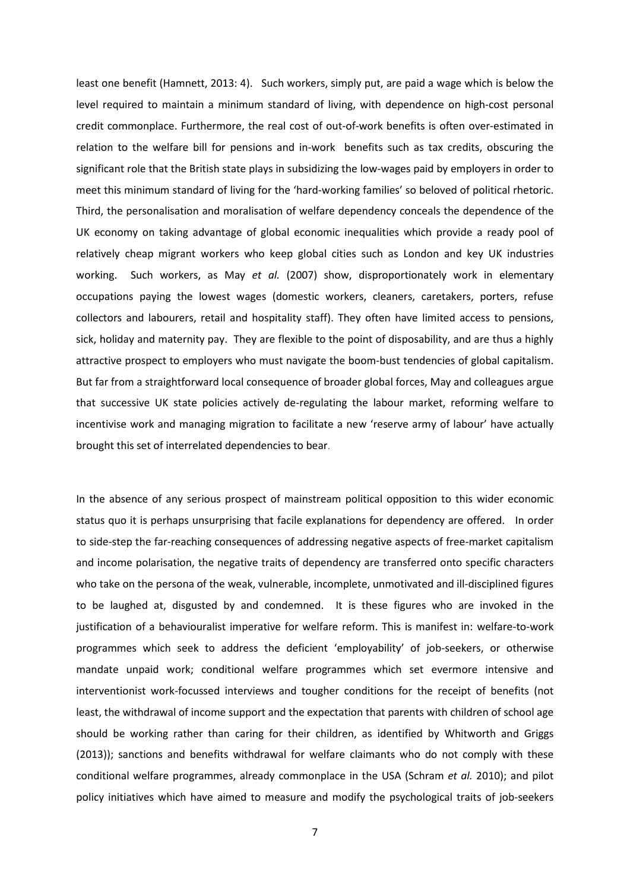least one benefit (Hamnett, 2013: 4). Such workers, simply put, are paid a wage which is below the level required to maintain a minimum standard of living, with dependence on high-cost personal credit commonplace. Furthermore, the real cost of out-of-work benefits is often over-estimated in relation to the welfare bill for pensions and in-work benefits such as tax credits, obscuring the significant role that the British state plays in subsidizing the low-wages paid by employers in order to meet this minimum standard of living for the 'hard-working families' so beloved of political rhetoric. Third, the personalisation and moralisation of welfare dependency conceals the dependence of the UK economy on taking advantage of global economic inequalities which provide a ready pool of relatively cheap migrant workers who keep global cities such as London and key UK industries working. Such workers, as May *et al.* (2007) show, disproportionately work in elementary occupations paying the lowest wages (domestic workers, cleaners, caretakers, porters, refuse collectors and labourers, retail and hospitality staff). They often have limited access to pensions, sick, holiday and maternity pay. They are flexible to the point of disposability, and are thus a highly attractive prospect to employers who must navigate the boom-bust tendencies of global capitalism. But far from a straightforward local consequence of broader global forces, May and colleagues argue that successive UK state policies actively de-regulating the labour market, reforming welfare to incentivise work and managing migration to facilitate a new 'reserve army of labour' have actually brought this set of interrelated dependencies to bear.

In the absence of any serious prospect of mainstream political opposition to this wider economic status quo it is perhaps unsurprising that facile explanations for dependency are offered. In order to side-step the far-reaching consequences of addressing negative aspects of free-market capitalism and income polarisation, the negative traits of dependency are transferred onto specific characters who take on the persona of the weak, vulnerable, incomplete, unmotivated and ill-disciplined figures to be laughed at, disgusted by and condemned. It is these figures who are invoked in the justification of a behaviouralist imperative for welfare reform. This is manifest in: welfare-to-work programmes which seek to address the deficient 'employability' of job-seekers, or otherwise mandate unpaid work; conditional welfare programmes which set evermore intensive and interventionist work-focussed interviews and tougher conditions for the receipt of benefits (not least, the withdrawal of income support and the expectation that parents with children of school age should be working rather than caring for their children, as identified by Whitworth and Griggs (2013)); sanctions and benefits withdrawal for welfare claimants who do not comply with these conditional welfare programmes, already commonplace in the USA (Schram *et al.* 2010); and pilot policy initiatives which have aimed to measure and modify the psychological traits of job-seekers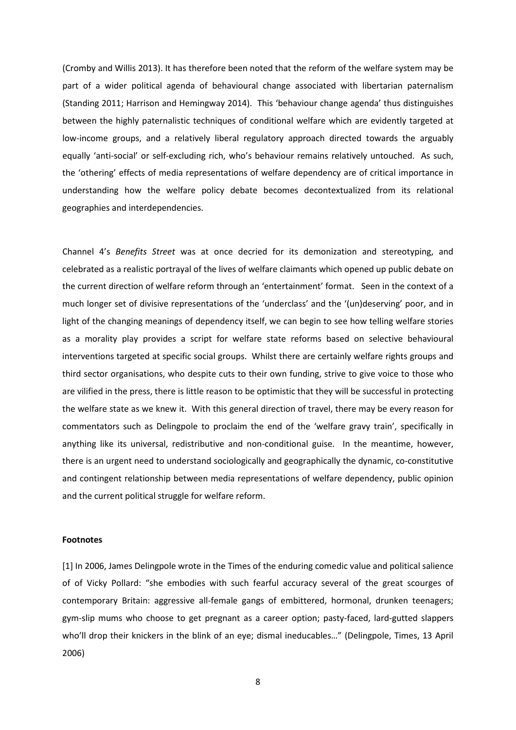(Cromby and Willis 2013). It has therefore been noted that the reform of the welfare system may be part of a wider political agenda of behavioural change associated with libertarian paternalism (Standing 2011; Harrison and Hemingway 2014). This 'behaviour change agenda' thus distinguishes between the highly paternalistic techniques of conditional welfare which are evidently targeted at low-income groups, and a relatively liberal regulatory approach directed towards the arguably equally 'anti-social' or self-excluding rich, who's behaviour remains relatively untouched. As such, the 'othering' effects of media representations of welfare dependency are of critical importance in understanding how the welfare policy debate becomes decontextualized from its relational geographies and interdependencies.

Channel 4's *Benefits Street* was at once decried for its demonization and stereotyping, and celebrated as a realistic portrayal of the lives of welfare claimants which opened up public debate on the current direction of welfare reform through an 'entertainment' format. Seen in the context of a much longer set of divisive representations of the 'underclass' and the '(un)deserving' poor, and in light of the changing meanings of dependency itself, we can begin to see how telling welfare stories as a morality play provides a script for welfare state reforms based on selective behavioural interventions targeted at specific social groups. Whilst there are certainly welfare rights groups and third sector organisations, who despite cuts to their own funding, strive to give voice to those who are vilified in the press, there is little reason to be optimistic that they will be successful in protecting the welfare state as we knew it. With this general direction of travel, there may be every reason for commentators such as Delingpole to proclaim the end of the 'welfare gravy train', specifically in anything like its universal, redistributive and non-conditional guise. In the meantime, however, there is an urgent need to understand sociologically and geographically the dynamic, co-constitutive and contingent relationship between media representations of welfare dependency, public opinion and the current political struggle for welfare reform.

**Footnotes**

[1] In 2006, James Delingpole wrote in the Times of the enduring comedic value and political salience of of Vicky Pollard: "she embodies with such fearful accuracy several of the great scourges of contemporary Britain: aggressive all-female gangs of embittered, hormonal, drunken teenagers; gym-slip mums who choose to get pregnant as a career option; pasty-faced, lard-gutted slappers who'll drop their knickers in the blink of an eye; dismal ineducables…" (Delingpole, Times, 13 April 2006)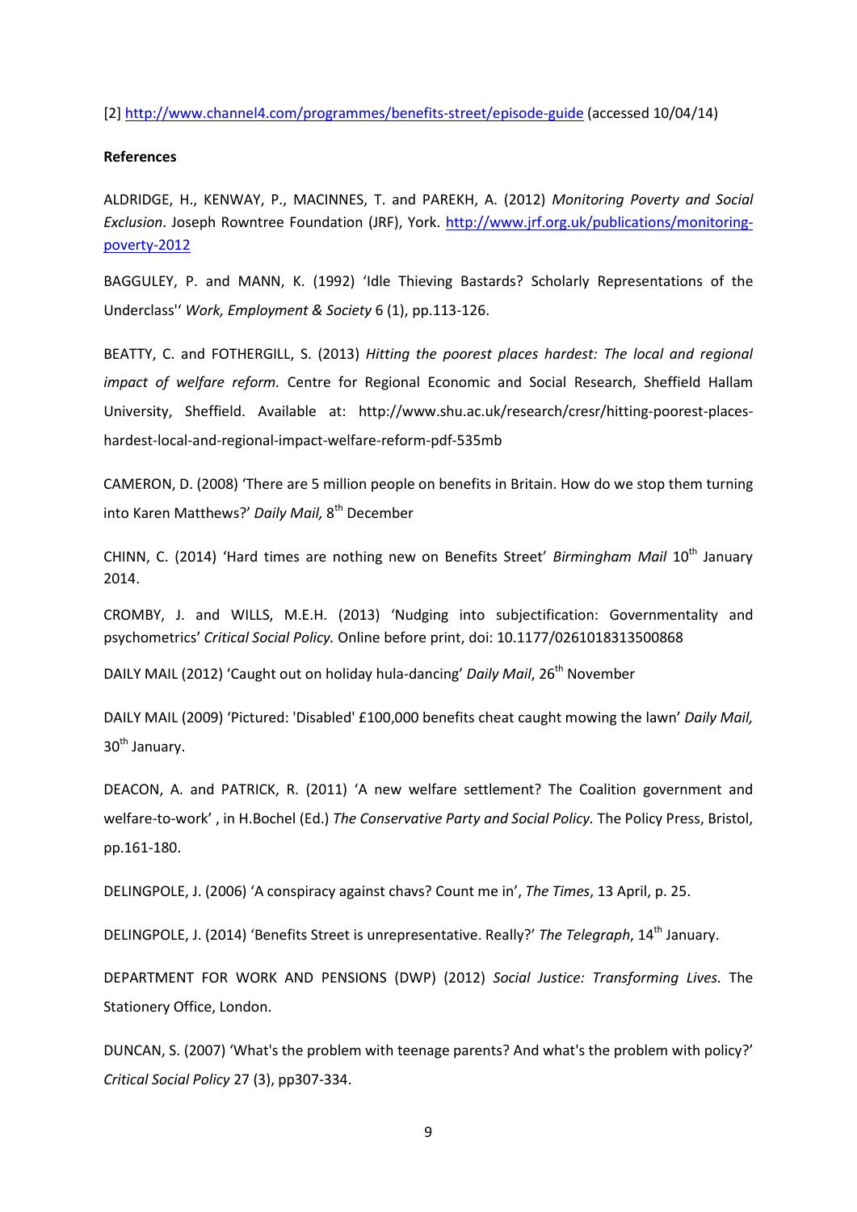[2] http://www.channel4.com/programmes/benefits-street/episode-guide (accessed 10/04/14)

**References**

ALDRIDGE, H., KENWAY, P., MACINNES, T. and PAREKH, A. (2012) *Monitoring Poverty and Social Exclusion*. Joseph Rowntree Foundation (JRF), York. http://www.jrf.org.uk/publications/monitoring-poverty-2012

BAGGULEY, P. and MANN, K. (1992) 'Idle Thieving Bastards? Scholarly Representations of the Underclass'' *Work, Employment & Society* 6 (1), pp.113-126.

BEATTY, C. and FOTHERGILL, S. (2013) *Hitting the poorest places hardest: The local and regional impact of welfare reform.* Centre for Regional Economic and Social Research, Sheffield Hallam University, Sheffield. Available at: http://www.shu.ac.uk/research/cresr/hitting-poorest-places-hardest-local-and-regional-impact-welfare-reform-pdf-535mb

CAMERON, D. (2008) 'There are 5 million people on benefits in Britain. How do we stop them turning into Karen Matthews?' *Daily Mail,* 8th December

CHINN, C. (2014) 'Hard times are nothing new on Benefits Street' *Birmingham Mail* 10th January 2014.

CROMBY, J. and WILLS, M.E.H. (2013) 'Nudging into subjectification: Governmentality and psychometrics' *Critical Social Policy.* Online before print, doi: 10.1177/0261018313500868

DAILY MAIL (2012) 'Caught out on holiday hula-dancing' *Daily Mail*, 26th November

DAILY MAIL (2009) 'Pictured: 'Disabled' £100,000 benefits cheat caught mowing the lawn' *Daily Mail,* 30th January.

DEACON, A. and PATRICK, R. (2011) 'A new welfare settlement? The Coalition government and welfare-to-work' , in H.Bochel (Ed.) *The Conservative Party and Social Policy.* The Policy Press, Bristol, pp.161-180.

DELINGPOLE, J. (2006) 'A conspiracy against chavs? Count me in', *The Times*, 13 April, p. 25.

DELINGPOLE, J. (2014) 'Benefits Street is unrepresentative. Really?' *The Telegraph*, 14th January.

DEPARTMENT FOR WORK AND PENSIONS (DWP) (2012) *Social Justice: Transforming Lives.* The Stationery Office, London.

DUNCAN, S. (2007) 'What's the problem with teenage parents? And what's the problem with policy?' *Critical Social Policy* 27 (3), pp307-334.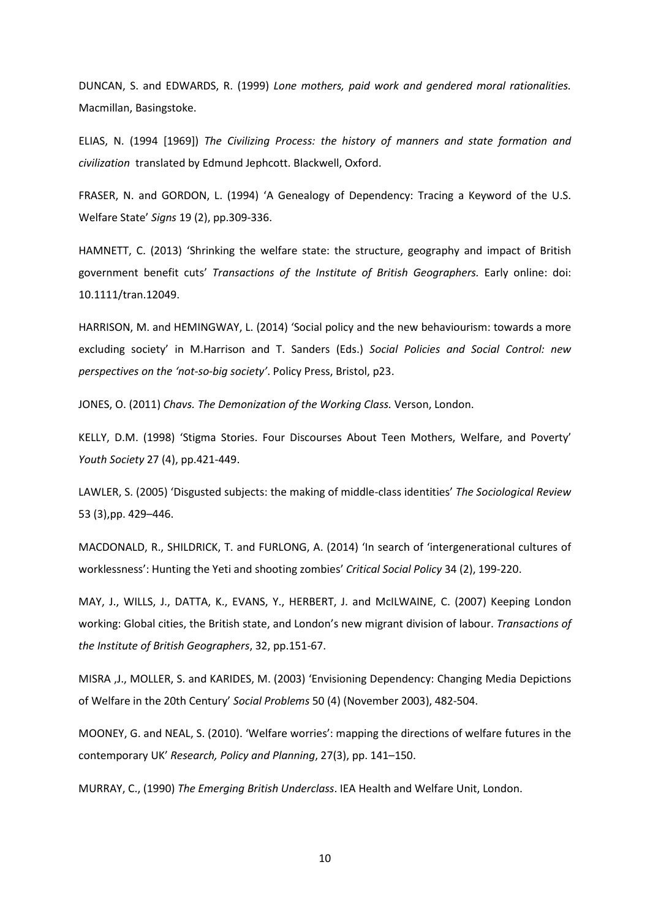DUNCAN, S. and EDWARDS, R. (1999) *Lone mothers, paid work and gendered moral rationalities.* Macmillan, Basingstoke.

ELIAS, N. (1994 [1969]) *The Civilizing Process: the history of manners and state formation and civilization* translated by Edmund Jephcott. Blackwell, Oxford.

FRASER, N. and GORDON, L. (1994) 'A Genealogy of Dependency: Tracing a Keyword of the U.S. Welfare State' *Signs* 19 (2), pp.309-336.

HAMNETT, C. (2013) 'Shrinking the welfare state: the structure, geography and impact of British government benefit cuts' *Transactions of the Institute of British Geographers.* Early online: doi: 10.1111/tran.12049.

HARRISON, M. and HEMINGWAY, L. (2014) 'Social policy and the new behaviourism: towards a more excluding society' in M.Harrison and T. Sanders (Eds.) *Social Policies and Social Control: new perspectives on the 'not-so-big society'*. Policy Press, Bristol, p23.

JONES, O. (2011) *Chavs. The Demonization of the Working Class.* Verson, London.

KELLY, D.M. (1998) 'Stigma Stories. Four Discourses About Teen Mothers, Welfare, and Poverty' *Youth Society* 27 (4), pp.421-449.

LAWLER, S. (2005) 'Disgusted subjects: the making of middle-class identities' *The Sociological Review* 53 (3),pp. 429–446.

MACDONALD, R., SHILDRICK, T. and FURLONG, A. (2014) 'In search of 'intergenerational cultures of worklessness': Hunting the Yeti and shooting zombies' *Critical Social Policy* 34 (2), 199-220.

MAY, J., WILLS, J., DATTA, K., EVANS, Y., HERBERT, J. and McILWAINE, C. (2007) Keeping London working: Global cities, the British state, and London's new migrant division of labour. *Transactions of the Institute of British Geographers*, 32, pp.151-67.

MISRA ,J., MOLLER, S. and KARIDES, M. (2003) 'Envisioning Dependency: Changing Media Depictions of Welfare in the 20th Century' *Social Problems* 50 (4) (November 2003), 482-504.

MOONEY, G. and NEAL, S. (2010). 'Welfare worries': mapping the directions of welfare futures in the contemporary UK' *Research, Policy and Planning*, 27(3), pp. 141–150.

MURRAY, C., (1990) *The Emerging British Underclass*. IEA Health and Welfare Unit, London.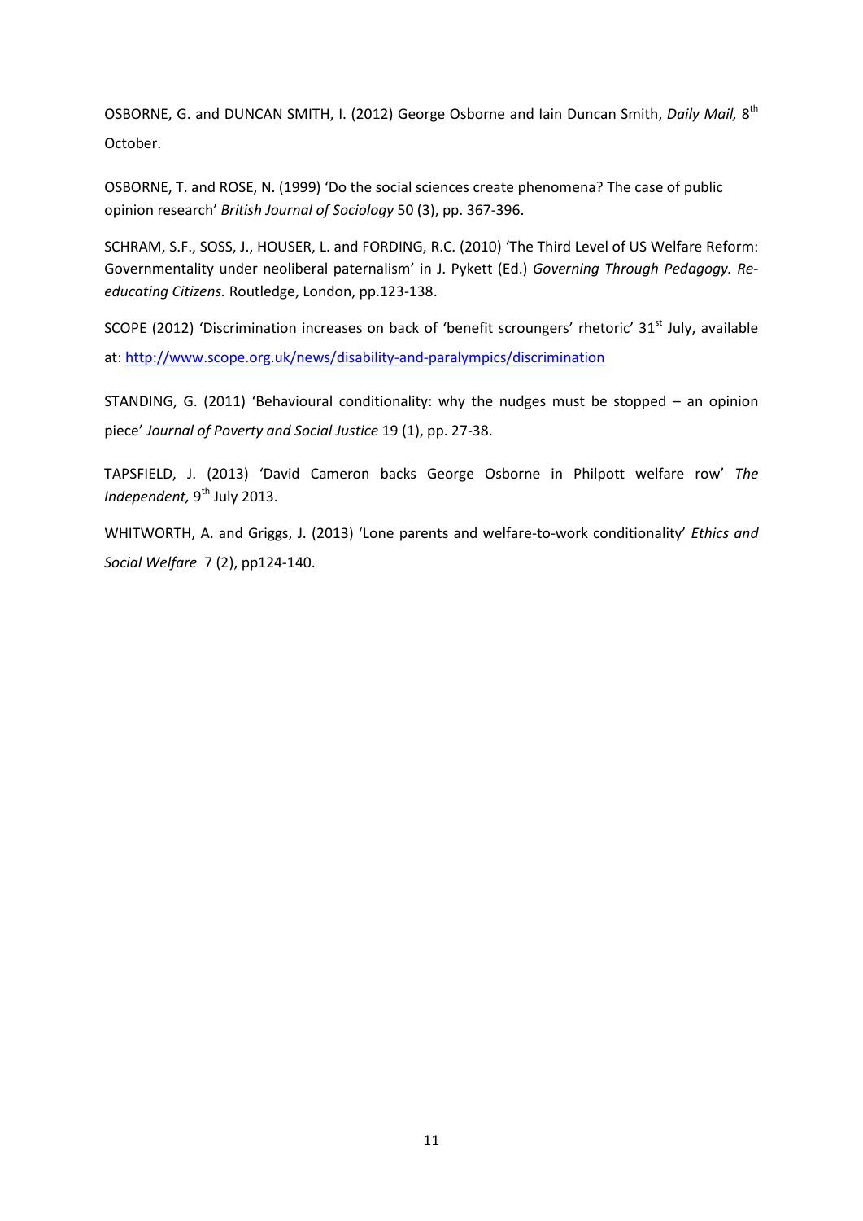OSBORNE, G. and DUNCAN SMITH, I. (2012) George Osborne and Iain Duncan Smith, *Daily Mail,* 8th October.

OSBORNE, T. and ROSE, N. (1999) 'Do the social sciences create phenomena? The case of public opinion research' *British Journal of Sociology* 50 (3), pp. 367-396.

SCHRAM, S.F., SOSS, J., HOUSER, L. and FORDING, R.C. (2010) 'The Third Level of US Welfare Reform: Governmentality under neoliberal paternalism' in J. Pykett (Ed.) *Governing Through Pedagogy. Re-educating Citizens.* Routledge, London, pp.123-138.

SCOPE (2012) 'Discrimination increases on back of 'benefit scroungers' rhetoric' 31st July, available at: http://www.scope.org.uk/news/disability-and-paralympics/discrimination

STANDING, G. (2011) 'Behavioural conditionality: why the nudges must be stopped – an opinion piece' *Journal of Poverty and Social Justice* 19 (1), pp. 27-38.

TAPSFIELD, J. (2013) 'David Cameron backs George Osborne in Philpott welfare row' *The Independent,* 9th July 2013.

WHITWORTH, A. and Griggs, J. (2013) 'Lone parents and welfare-to-work conditionality' *Ethics and Social Welfare* 7 (2), pp124-140.